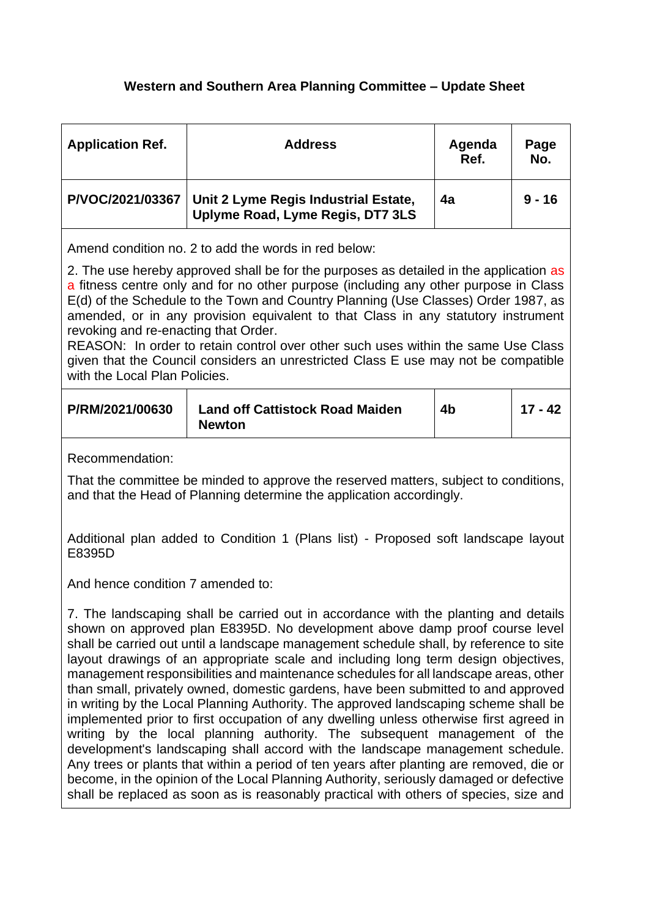# Western and Southern Area Planning Committee – Update Sheet

| Application Ref. | Address | Agenda Ref. | Page No. |
|---|---|---|---|
| P/VOC/2021/03367 | Unit 2 Lyme Regis Industrial Estate, Uplyme Road, Lyme Regis, DT7 3LS | 4a | 9 - 16 |

Amend condition no. 2 to add the words in red below:

2. The use hereby approved shall be for the purposes as detailed in the application as a fitness centre only and for no other purpose (including any other purpose in Class E(d) of the Schedule to the Town and Country Planning (Use Classes) Order 1987, as amended, or in any provision equivalent to that Class in any statutory instrument revoking and re-enacting that Order.
REASON: In order to retain control over other such uses within the same Use Class given that the Council considers an unrestricted Class E use may not be compatible with the Local Plan Policies.

| Application Ref. | Address | Agenda Ref. | Page No. |
|---|---|---|---|
| P/RM/2021/00630 | Land off Cattistock Road Maiden Newton | 4b | 17 - 42 |

Recommendation:

That the committee be minded to approve the reserved matters, subject to conditions, and that the Head of Planning determine the application accordingly.

Additional plan added to Condition 1 (Plans list) - Proposed soft landscape layout E8395D

And hence condition 7 amended to:

7. The landscaping shall be carried out in accordance with the planting and details shown on approved plan E8395D. No development above damp proof course level shall be carried out until a landscape management schedule shall, by reference to site layout drawings of an appropriate scale and including long term design objectives, management responsibilities and maintenance schedules for all landscape areas, other than small, privately owned, domestic gardens, have been submitted to and approved in writing by the Local Planning Authority. The approved landscaping scheme shall be implemented prior to first occupation of any dwelling unless otherwise first agreed in writing by the local planning authority. The subsequent management of the development's landscaping shall accord with the landscape management schedule. Any trees or plants that within a period of ten years after planting are removed, die or become, in the opinion of the Local Planning Authority, seriously damaged or defective shall be replaced as soon as is reasonably practical with others of species, size and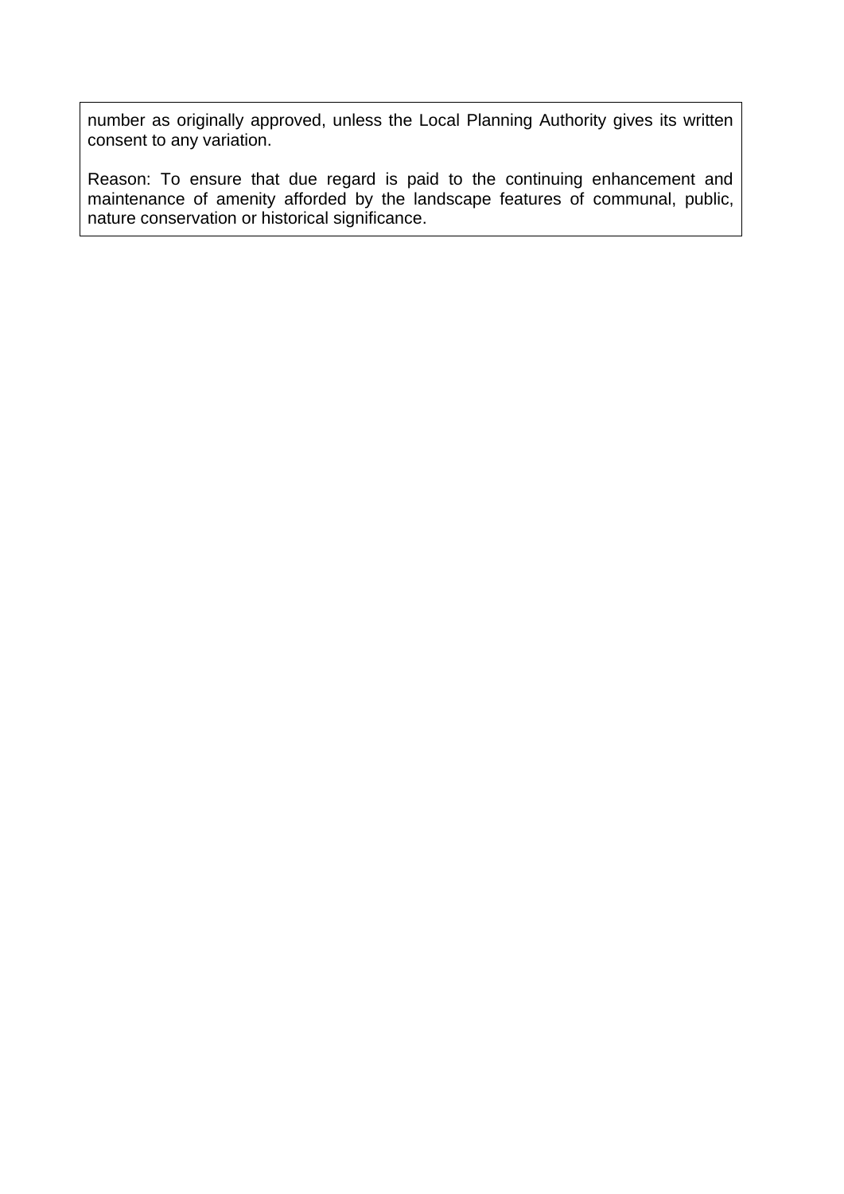number as originally approved, unless the Local Planning Authority gives its written consent to any variation.

Reason: To ensure that due regard is paid to the continuing enhancement and maintenance of amenity afforded by the landscape features of communal, public, nature conservation or historical significance.